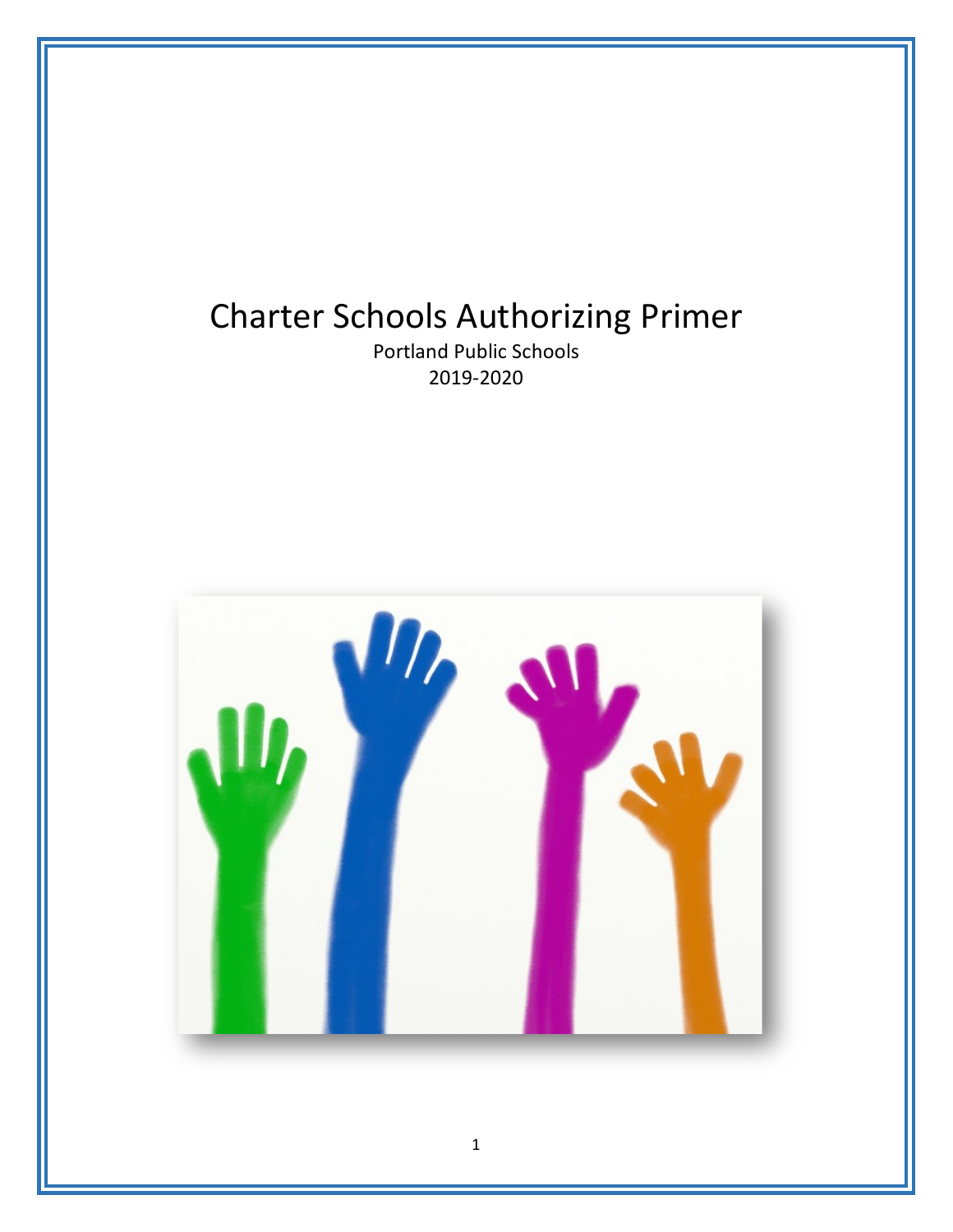# Charter Schools Authorizing Primer

Portland Public Schools

2019-2020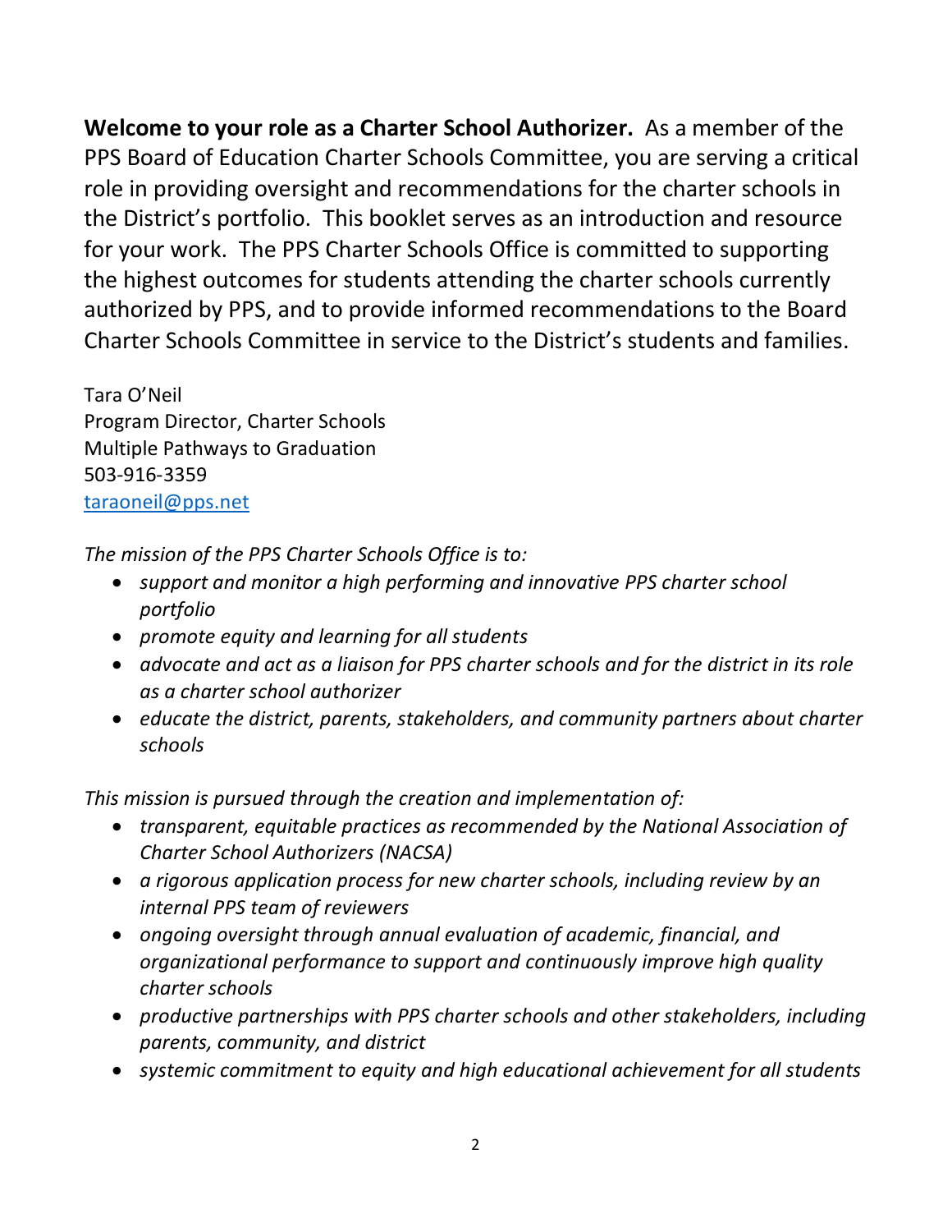**Welcome to your role as a Charter School Authorizer.** As a member of the PPS Board of Education Charter Schools Committee, you are serving a critical role in providing oversight and recommendations for the charter schools in the District's portfolio. This booklet serves as an introduction and resource for your work. The PPS Charter Schools Office is committed to supporting the highest outcomes for students attending the charter schools currently authorized by PPS, and to provide informed recommendations to the Board Charter Schools Committee in service to the District's students and families.

Tara O'Neil
Program Director, Charter Schools
Multiple Pathways to Graduation
503-916-3359
[taraoneil@pps.net](mailto:taraoneil@pps.net)

*The mission of the PPS Charter Schools Office is to:*

- *support and monitor a high performing and innovative PPS charter school portfolio*
- *promote equity and learning for all students*
- *advocate and act as a liaison for PPS charter schools and for the district in its role as a charter school authorizer*
- *educate the district, parents, stakeholders, and community partners about charter schools*

*This mission is pursued through the creation and implementation of:*

- *transparent, equitable practices as recommended by the National Association of Charter School Authorizers (NACSA)*
- *a rigorous application process for new charter schools, including review by an internal PPS team of reviewers*
- *ongoing oversight through annual evaluation of academic, financial, and organizational performance to support and continuously improve high quality charter schools*
- *productive partnerships with PPS charter schools and other stakeholders, including parents, community, and district*
- *systemic commitment to equity and high educational achievement for all students*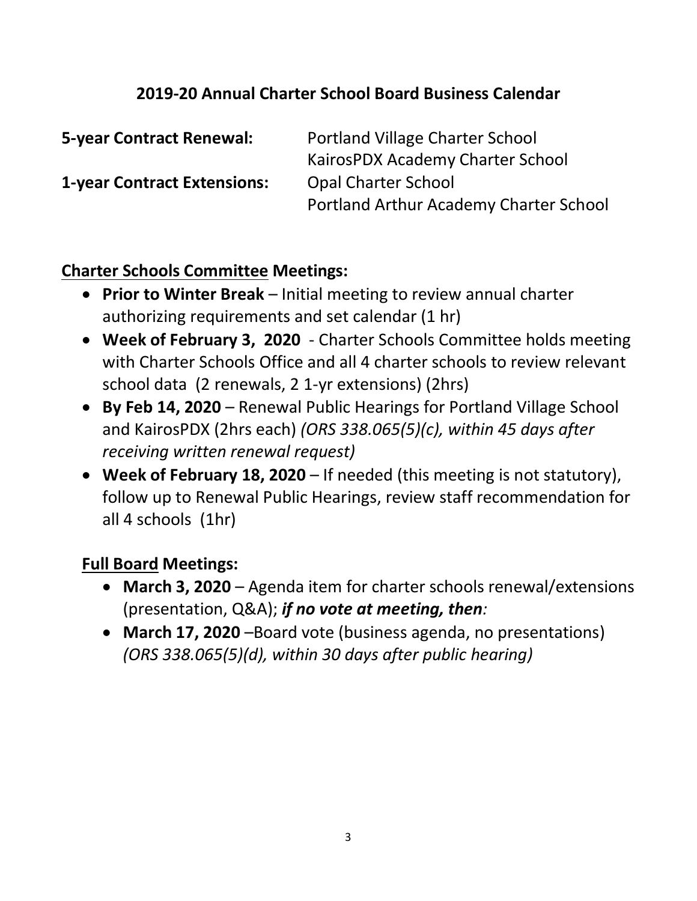## 2019-20 Annual Charter School Board Business Calendar

**5-year Contract Renewal:** Portland Village Charter School
KairosPDX Academy Charter School

**1-year Contract Extensions:** Opal Charter School
Portland Arthur Academy Charter School

**Charter Schools Committee Meetings:**

- **Prior to Winter Break** – Initial meeting to review annual charter authorizing requirements and set calendar (1 hr)
- **Week of February 3, 2020** - Charter Schools Committee holds meeting with Charter Schools Office and all 4 charter schools to review relevant school data (2 renewals, 2 1-yr extensions) (2hrs)
- **By Feb 14, 2020** – Renewal Public Hearings for Portland Village School and KairosPDX (2hrs each) *(ORS 338.065(5)(c), within 45 days after receiving written renewal request)*
- **Week of February 18, 2020** – If needed (this meeting is not statutory), follow up to Renewal Public Hearings, review staff recommendation for all 4 schools (1hr)

**Full Board Meetings:**

- **March 3, 2020** – Agenda item for charter schools renewal/extensions (presentation, Q&A); ***if no vote at meeting, then:***
- **March 17, 2020** –Board vote (business agenda, no presentations) *(ORS 338.065(5)(d), within 30 days after public hearing)*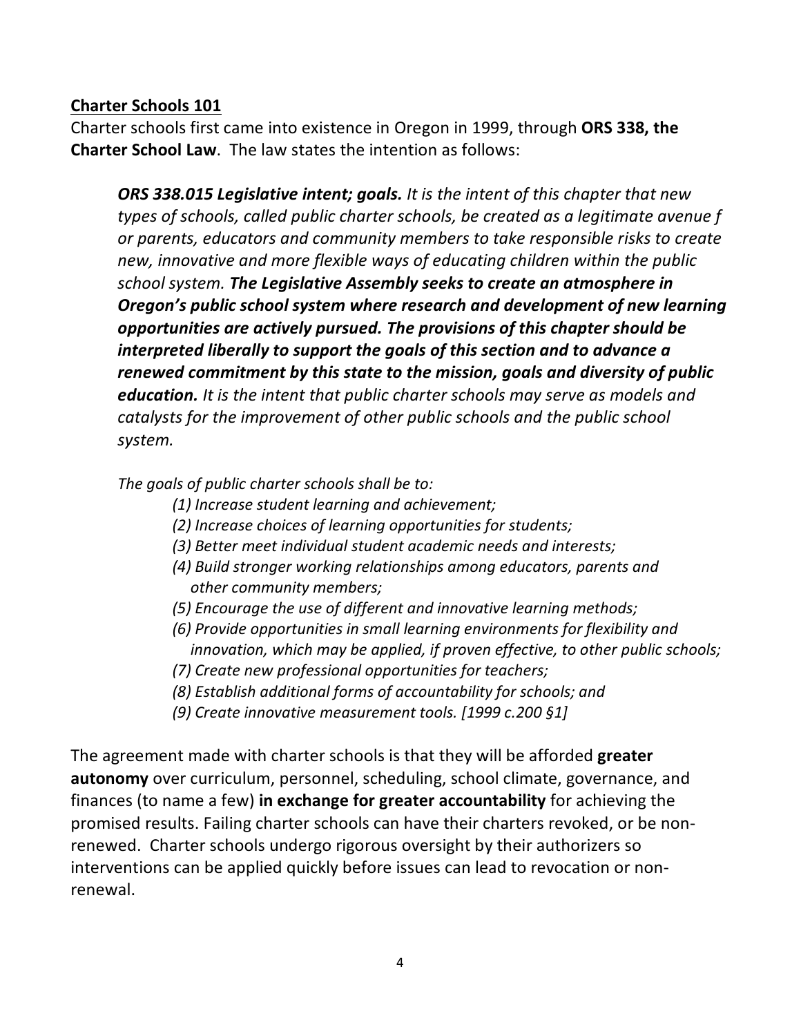## Charter Schools 101

Charter schools first came into existence in Oregon in 1999, through **ORS 338, the Charter School Law**. The law states the intention as follows:

> ***ORS 338.015 Legislative intent; goals.*** *It is the intent of this chapter that new types of schools, called public charter schools, be created as a legitimate avenue f or parents, educators and community members to take responsible risks to create new, innovative and more flexible ways of educating children within the public school system.* ***The Legislative Assembly seeks to create an atmosphere in Oregon's public school system where research and development of new learning opportunities are actively pursued. The provisions of this chapter should be interpreted liberally to support the goals of this section and to advance a renewed commitment by this state to the mission, goals and diversity of public education.*** *It is the intent that public charter schools may serve as models and catalysts for the improvement of other public schools and the public school system.*
>
> *The goals of public charter schools shall be to:*
>
> *(1) Increase student learning and achievement;*
> *(2) Increase choices of learning opportunities for students;*
> *(3) Better meet individual student academic needs and interests;*
> *(4) Build stronger working relationships among educators, parents and other community members;*
> *(5) Encourage the use of different and innovative learning methods;*
> *(6) Provide opportunities in small learning environments for flexibility and innovation, which may be applied, if proven effective, to other public schools;*
> *(7) Create new professional opportunities for teachers;*
> *(8) Establish additional forms of accountability for schools; and*
> *(9) Create innovative measurement tools. [1999 c.200 §1]*

The agreement made with charter schools is that they will be afforded **greater autonomy** over curriculum, personnel, scheduling, school climate, governance, and finances (to name a few) **in exchange for greater accountability** for achieving the promised results. Failing charter schools can have their charters revoked, or be non-renewed. Charter schools undergo rigorous oversight by their authorizers so interventions can be applied quickly before issues can lead to revocation or non-renewal.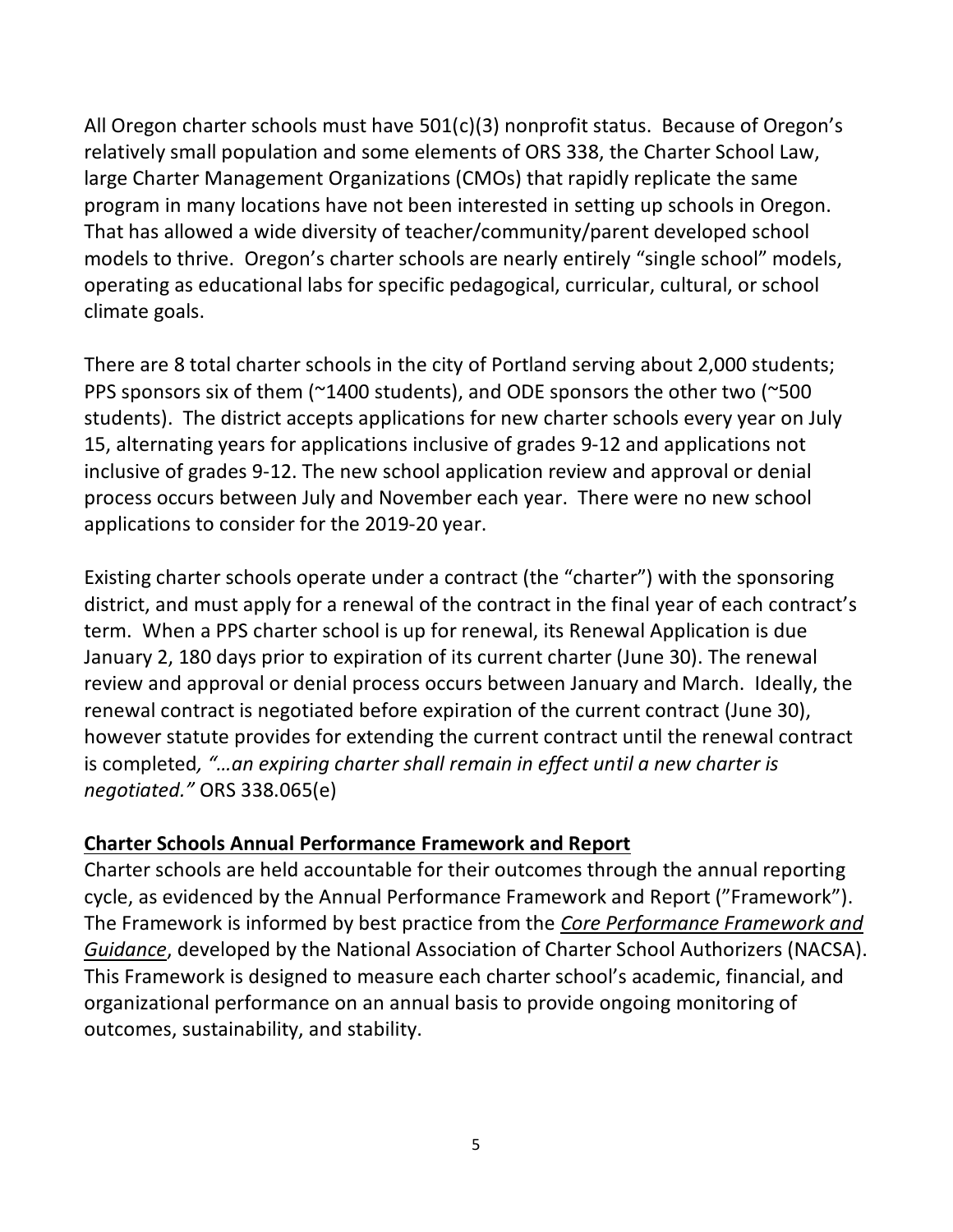All Oregon charter schools must have 501(c)(3) nonprofit status. Because of Oregon's relatively small population and some elements of ORS 338, the Charter School Law, large Charter Management Organizations (CMOs) that rapidly replicate the same program in many locations have not been interested in setting up schools in Oregon. That has allowed a wide diversity of teacher/community/parent developed school models to thrive. Oregon's charter schools are nearly entirely "single school" models, operating as educational labs for specific pedagogical, curricular, cultural, or school climate goals.

There are 8 total charter schools in the city of Portland serving about 2,000 students; PPS sponsors six of them (~1400 students), and ODE sponsors the other two (~500 students). The district accepts applications for new charter schools every year on July 15, alternating years for applications inclusive of grades 9-12 and applications not inclusive of grades 9-12. The new school application review and approval or denial process occurs between July and November each year. There were no new school applications to consider for the 2019-20 year.

Existing charter schools operate under a contract (the "charter") with the sponsoring district, and must apply for a renewal of the contract in the final year of each contract's term. When a PPS charter school is up for renewal, its Renewal Application is due January 2, 180 days prior to expiration of its current charter (June 30). The renewal review and approval or denial process occurs between January and March. Ideally, the renewal contract is negotiated before expiration of the current contract (June 30), however statute provides for extending the current contract until the renewal contract is completed*, "…an expiring charter shall remain in effect until a new charter is negotiated."* ORS 338.065(e)

**Charter Schools Annual Performance Framework and Report**

Charter schools are held accountable for their outcomes through the annual reporting cycle, as evidenced by the Annual Performance Framework and Report ("Framework"). The Framework is informed by best practice from the *Core Performance Framework and Guidance*, developed by the National Association of Charter School Authorizers (NACSA). This Framework is designed to measure each charter school's academic, financial, and organizational performance on an annual basis to provide ongoing monitoring of outcomes, sustainability, and stability.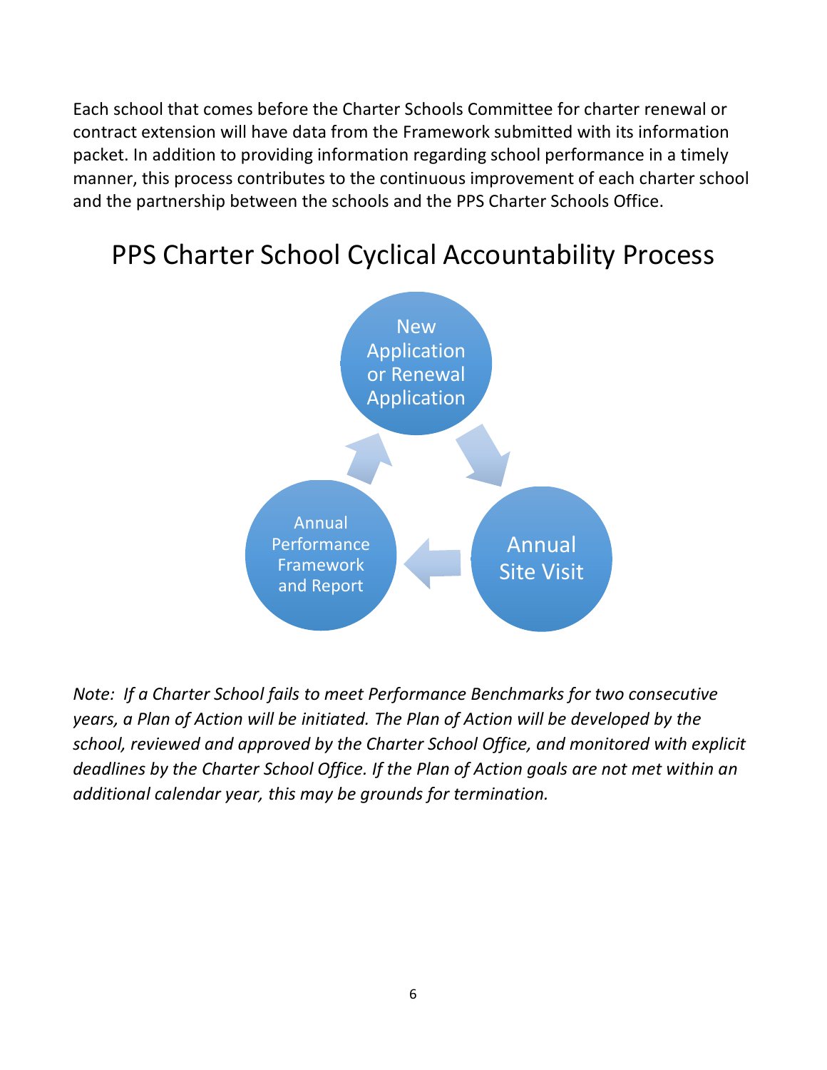Each school that comes before the Charter Schools Committee for charter renewal or contract extension will have data from the Framework submitted with its information packet. In addition to providing information regarding school performance in a timely manner, this process contributes to the continuous improvement of each charter school and the partnership between the schools and the PPS Charter Schools Office.

# PPS Charter School Cyclical Accountability Process

New Application or Renewal Application

Annual Site Visit

Annual Performance Framework and Report

*Note: If a Charter School fails to meet Performance Benchmarks for two consecutive years, a Plan of Action will be initiated. The Plan of Action will be developed by the school, reviewed and approved by the Charter School Office, and monitored with explicit deadlines by the Charter School Office. If the Plan of Action goals are not met within an additional calendar year, this may be grounds for termination.*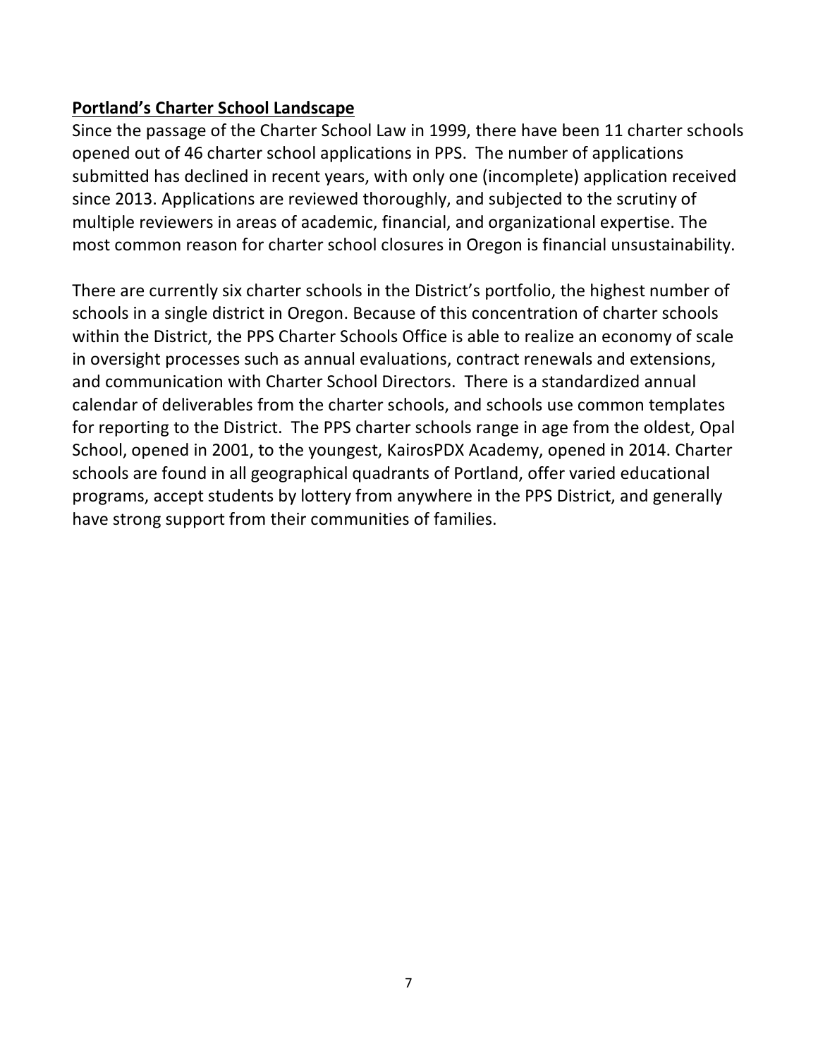**<u>Portland's Charter School Landscape</u>**

Since the passage of the Charter School Law in 1999, there have been 11 charter schools opened out of 46 charter school applications in PPS. The number of applications submitted has declined in recent years, with only one (incomplete) application received since 2013. Applications are reviewed thoroughly, and subjected to the scrutiny of multiple reviewers in areas of academic, financial, and organizational expertise. The most common reason for charter school closures in Oregon is financial unsustainability.

There are currently six charter schools in the District's portfolio, the highest number of schools in a single district in Oregon. Because of this concentration of charter schools within the District, the PPS Charter Schools Office is able to realize an economy of scale in oversight processes such as annual evaluations, contract renewals and extensions, and communication with Charter School Directors. There is a standardized annual calendar of deliverables from the charter schools, and schools use common templates for reporting to the District. The PPS charter schools range in age from the oldest, Opal School, opened in 2001, to the youngest, KairosPDX Academy, opened in 2014. Charter schools are found in all geographical quadrants of Portland, offer varied educational programs, accept students by lottery from anywhere in the PPS District, and generally have strong support from their communities of families.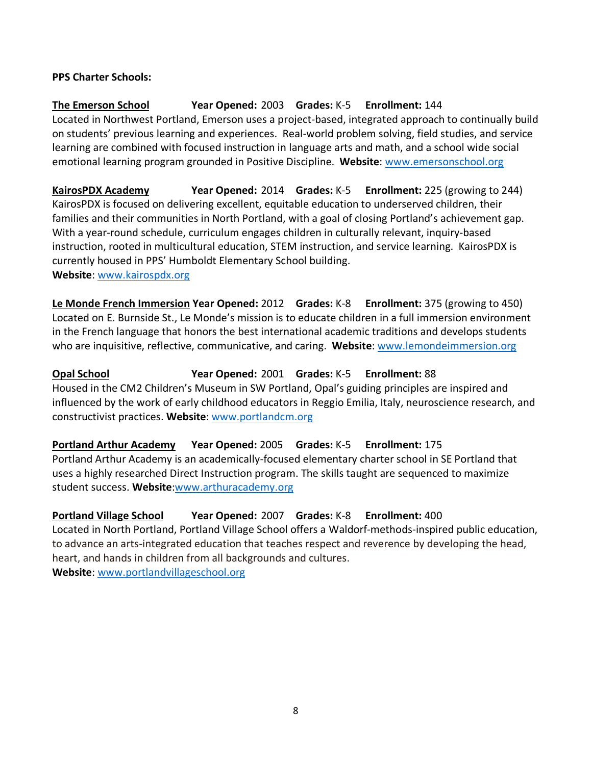**PPS Charter Schools:**

**The Emerson School** **Year Opened:** 2003 **Grades:** K-5 **Enrollment:** 144
Located in Northwest Portland, Emerson uses a project-based, integrated approach to continually build on students' previous learning and experiences. Real-world problem solving, field studies, and service learning are combined with focused instruction in language arts and math, and a school wide social emotional learning program grounded in Positive Discipline. **Website**: www.emersonschool.org

**KairosPDX Academy** **Year Opened:** 2014 **Grades:** K-5 **Enrollment:** 225 (growing to 244)
KairosPDX is focused on delivering excellent, equitable education to underserved children, their families and their communities in North Portland, with a goal of closing Portland's achievement gap. With a year-round schedule, curriculum engages children in culturally relevant, inquiry-based instruction, rooted in multicultural education, STEM instruction, and service learning. KairosPDX is currently housed in PPS' Humboldt Elementary School building.
**Website**: www.kairospdx.org

**Le Monde French Immersion** **Year Opened:** 2012 **Grades:** K-8 **Enrollment:** 375 (growing to 450)
Located on E. Burnside St., Le Monde's mission is to educate children in a full immersion environment in the French language that honors the best international academic traditions and develops students who are inquisitive, reflective, communicative, and caring. **Website**: www.lemondeimmersion.org

**Opal School** **Year Opened:** 2001 **Grades:** K-5 **Enrollment:** 88
Housed in the CM2 Children's Museum in SW Portland, Opal's guiding principles are inspired and influenced by the work of early childhood educators in Reggio Emilia, Italy, neuroscience research, and constructivist practices. **Website**: www.portlandcm.org

**Portland Arthur Academy** **Year Opened:** 2005 **Grades:** K-5 **Enrollment:** 175
Portland Arthur Academy is an academically-focused elementary charter school in SE Portland that uses a highly researched Direct Instruction program. The skills taught are sequenced to maximize student success. **Website**:www.arthuracademy.org

**Portland Village School** **Year Opened:** 2007 **Grades:** K-8 **Enrollment:** 400
Located in North Portland, Portland Village School offers a Waldorf-methods-inspired public education, to advance an arts-integrated education that teaches respect and reverence by developing the head, heart, and hands in children from all backgrounds and cultures.
**Website**: www.portlandvillageschool.org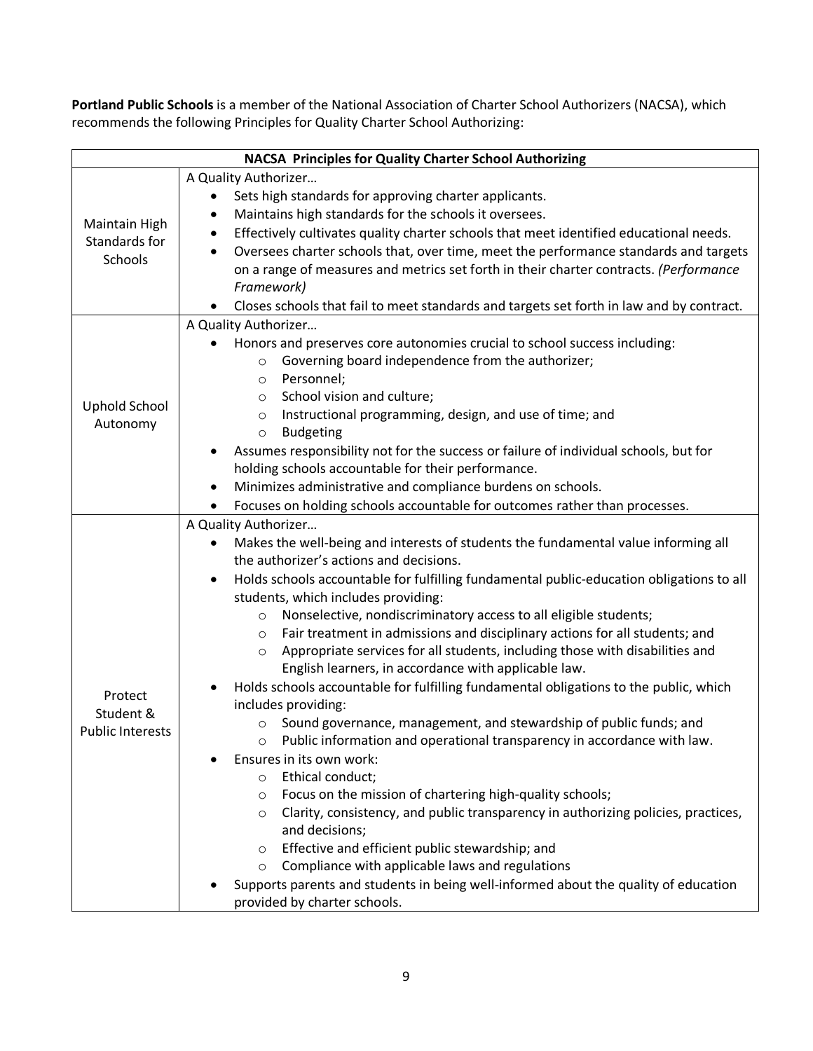**Portland Public Schools** is a member of the National Association of Charter School Authorizers (NACSA), which recommends the following Principles for Quality Charter School Authorizing:

| **NACSA Principles for Quality Charter School Authorizing** | |
|---|---|
| Maintain High Standards for Schools | A Quality Authorizer…<br>• Sets high standards for approving charter applicants.<br>• Maintains high standards for the schools it oversees.<br>• Effectively cultivates quality charter schools that meet identified educational needs.<br>• Oversees charter schools that, over time, meet the performance standards and targets on a range of measures and metrics set forth in their charter contracts. *(Performance Framework)*<br>• Closes schools that fail to meet standards and targets set forth in law and by contract. |
| Uphold School Autonomy | A Quality Authorizer…<br>• Honors and preserves core autonomies crucial to school success including:<br>  ○ Governing board independence from the authorizer;<br>  ○ Personnel;<br>  ○ School vision and culture;<br>  ○ Instructional programming, design, and use of time; and<br>  ○ Budgeting<br>• Assumes responsibility not for the success or failure of individual schools, but for holding schools accountable for their performance.<br>• Minimizes administrative and compliance burdens on schools.<br>• Focuses on holding schools accountable for outcomes rather than processes. |
| Protect Student & Public Interests | A Quality Authorizer…<br>• Makes the well-being and interests of students the fundamental value informing all the authorizer's actions and decisions.<br>• Holds schools accountable for fulfilling fundamental public-education obligations to all students, which includes providing:<br>  ○ Nonselective, nondiscriminatory access to all eligible students;<br>  ○ Fair treatment in admissions and disciplinary actions for all students; and<br>  ○ Appropriate services for all students, including those with disabilities and English learners, in accordance with applicable law.<br>• Holds schools accountable for fulfilling fundamental obligations to the public, which includes providing:<br>  ○ Sound governance, management, and stewardship of public funds; and<br>  ○ Public information and operational transparency in accordance with law.<br>• Ensures in its own work:<br>  ○ Ethical conduct;<br>  ○ Focus on the mission of chartering high-quality schools;<br>  ○ Clarity, consistency, and public transparency in authorizing policies, practices, and decisions;<br>  ○ Effective and efficient public stewardship; and<br>  ○ Compliance with applicable laws and regulations<br>• Supports parents and students in being well-informed about the quality of education provided by charter schools. |